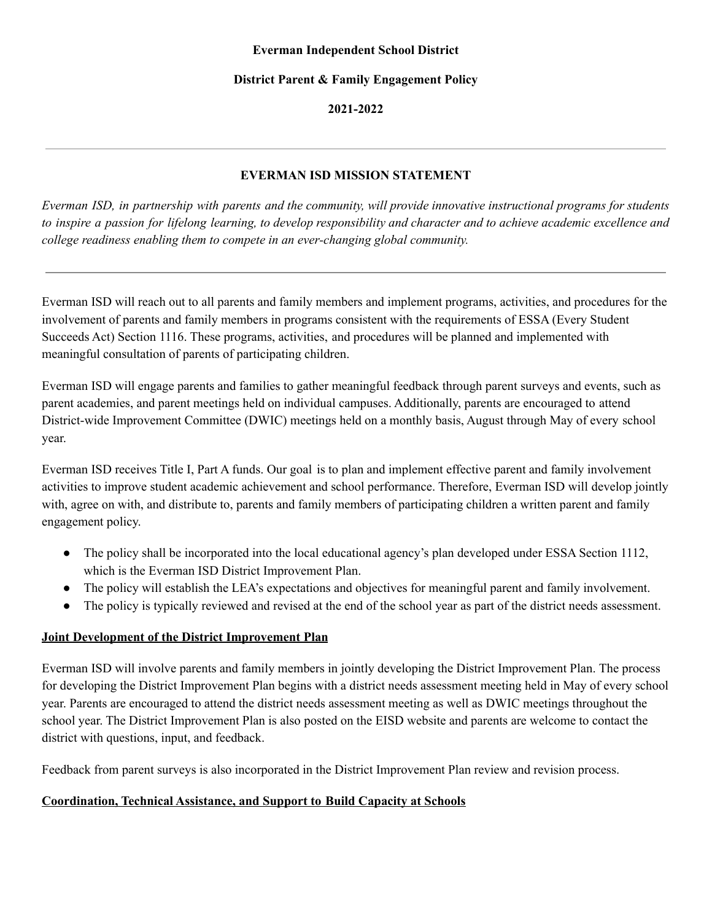**Everman Independent School District**

**District Parent & Family Engagement Policy**

**2021-2022**

---

**EVERMAN ISD MISSION STATEMENT**

*Everman ISD, in partnership with parents and the community, will provide innovative instructional programs for students to inspire a passion for lifelong learning, to develop responsibility and character and to achieve academic excellence and college readiness enabling them to compete in an ever-changing global community.*

---

Everman ISD will reach out to all parents and family members and implement programs, activities, and procedures for the involvement of parents and family members in programs consistent with the requirements of ESSA (Every Student Succeeds Act) Section 1116. These programs, activities, and procedures will be planned and implemented with meaningful consultation of parents of participating children.

Everman ISD will engage parents and families to gather meaningful feedback through parent surveys and events, such as parent academies, and parent meetings held on individual campuses. Additionally, parents are encouraged to attend District-wide Improvement Committee (DWIC) meetings held on a monthly basis, August through May of every school year.

Everman ISD receives Title I, Part A funds. Our goal is to plan and implement effective parent and family involvement activities to improve student academic achievement and school performance. Therefore, Everman ISD will develop jointly with, agree on with, and distribute to, parents and family members of participating children a written parent and family engagement policy.

- The policy shall be incorporated into the local educational agency's plan developed under ESSA Section 1112, which is the Everman ISD District Improvement Plan.
- The policy will establish the LEA's expectations and objectives for meaningful parent and family involvement.
- The policy is typically reviewed and revised at the end of the school year as part of the district needs assessment.

## Joint Development of the District Improvement Plan

Everman ISD will involve parents and family members in jointly developing the District Improvement Plan. The process for developing the District Improvement Plan begins with a district needs assessment meeting held in May of every school year. Parents are encouraged to attend the district needs assessment meeting as well as DWIC meetings throughout the school year. The District Improvement Plan is also posted on the EISD website and parents are welcome to contact the district with questions, input, and feedback.

Feedback from parent surveys is also incorporated in the District Improvement Plan review and revision process.

## Coordination, Technical Assistance, and Support to Build Capacity at Schools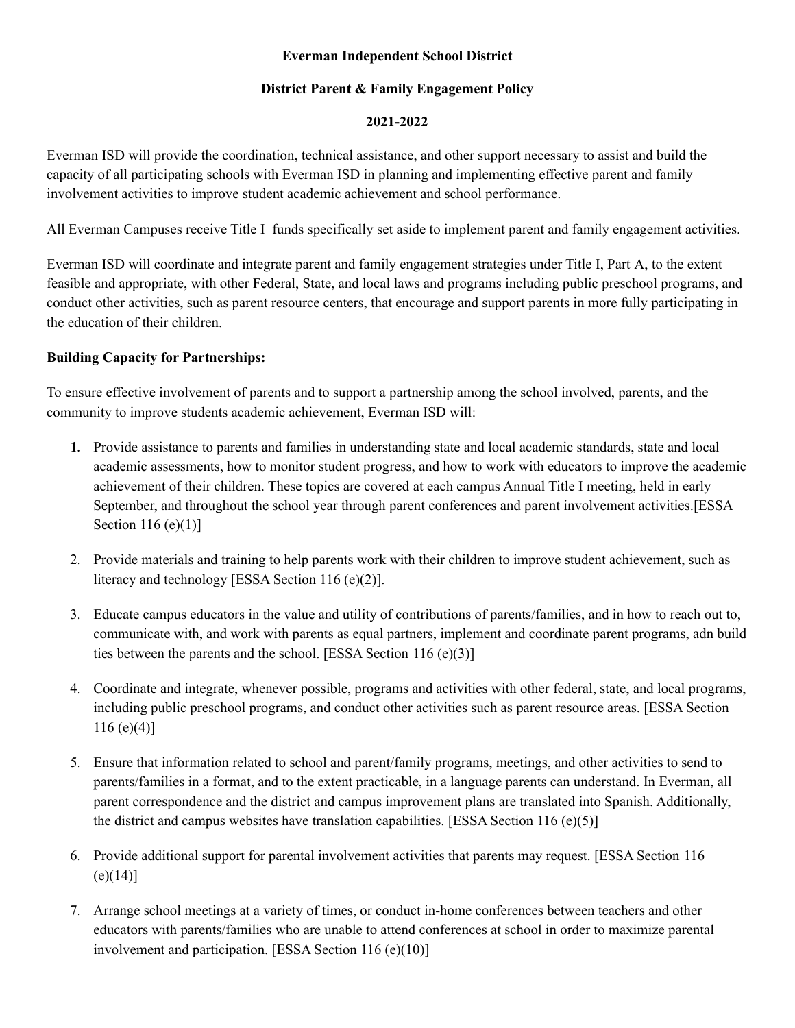**Everman Independent School District**

**District Parent & Family Engagement Policy**

**2021-2022**

Everman ISD will provide the coordination, technical assistance, and other support necessary to assist and build the capacity of all participating schools with Everman ISD in planning and implementing effective parent and family involvement activities to improve student academic achievement and school performance.

All Everman Campuses receive Title I funds specifically set aside to implement parent and family engagement activities.

Everman ISD will coordinate and integrate parent and family engagement strategies under Title I, Part A, to the extent feasible and appropriate, with other Federal, State, and local laws and programs including public preschool programs, and conduct other activities, such as parent resource centers, that encourage and support parents in more fully participating in the education of their children.

**Building Capacity for Partnerships:**

To ensure effective involvement of parents and to support a partnership among the school involved, parents, and the community to improve students academic achievement, Everman ISD will:

1. Provide assistance to parents and families in understanding state and local academic standards, state and local academic assessments, how to monitor student progress, and how to work with educators to improve the academic achievement of their children. These topics are covered at each campus Annual Title I meeting, held in early September, and throughout the school year through parent conferences and parent involvement activities.[ESSA Section 116 (e)(1)]
2. Provide materials and training to help parents work with their children to improve student achievement, such as literacy and technology [ESSA Section 116 (e)(2)].
3. Educate campus educators in the value and utility of contributions of parents/families, and in how to reach out to, communicate with, and work with parents as equal partners, implement and coordinate parent programs, adn build ties between the parents and the school. [ESSA Section 116 (e)(3)]
4. Coordinate and integrate, whenever possible, programs and activities with other federal, state, and local programs, including public preschool programs, and conduct other activities such as parent resource areas. [ESSA Section 116 (e)(4)]
5. Ensure that information related to school and parent/family programs, meetings, and other activities to send to parents/families in a format, and to the extent practicable, in a language parents can understand. In Everman, all parent correspondence and the district and campus improvement plans are translated into Spanish. Additionally, the district and campus websites have translation capabilities. [ESSA Section 116 (e)(5)]
6. Provide additional support for parental involvement activities that parents may request. [ESSA Section 116 (e)(14)]
7. Arrange school meetings at a variety of times, or conduct in-home conferences between teachers and other educators with parents/families who are unable to attend conferences at school in order to maximize parental involvement and participation. [ESSA Section 116 (e)(10)]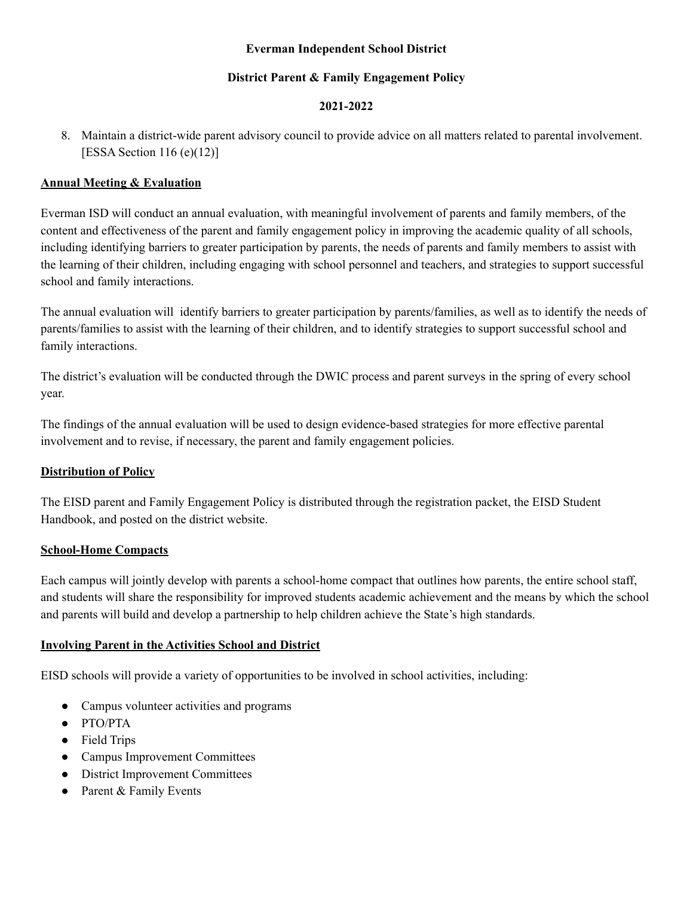8. Maintain a district-wide parent advisory council to provide advice on all matters related to parental involvement. [ESSA Section 116 (e)(12)]

## Annual Meeting & Evaluation

Everman ISD will conduct an annual evaluation, with meaningful involvement of parents and family members, of the content and effectiveness of the parent and family engagement policy in improving the academic quality of all schools, including identifying barriers to greater participation by parents, the needs of parents and family members to assist with the learning of their children, including engaging with school personnel and teachers, and strategies to support successful school and family interactions.

The annual evaluation will identify barriers to greater participation by parents/families, as well as to identify the needs of parents/families to assist with the learning of their children, and to identify strategies to support successful school and family interactions.

The district's evaluation will be conducted through the DWIC process and parent surveys in the spring of every school year.

The findings of the annual evaluation will be used to design evidence-based strategies for more effective parental involvement and to revise, if necessary, the parent and family engagement policies.

## Distribution of Policy

The EISD parent and Family Engagement Policy is distributed through the registration packet, the EISD Student Handbook, and posted on the district website.

## School-Home Compacts

Each campus will jointly develop with parents a school-home compact that outlines how parents, the entire school staff, and students will share the responsibility for improved students academic achievement and the means by which the school and parents will build and develop a partnership to help children achieve the State's high standards.

## Involving Parent in the Activities School and District

EISD schools will provide a variety of opportunities to be involved in school activities, including:

- Campus volunteer activities and programs
- PTO/PTA
- Field Trips
- Campus Improvement Committees
- District Improvement Committees
- Parent & Family Events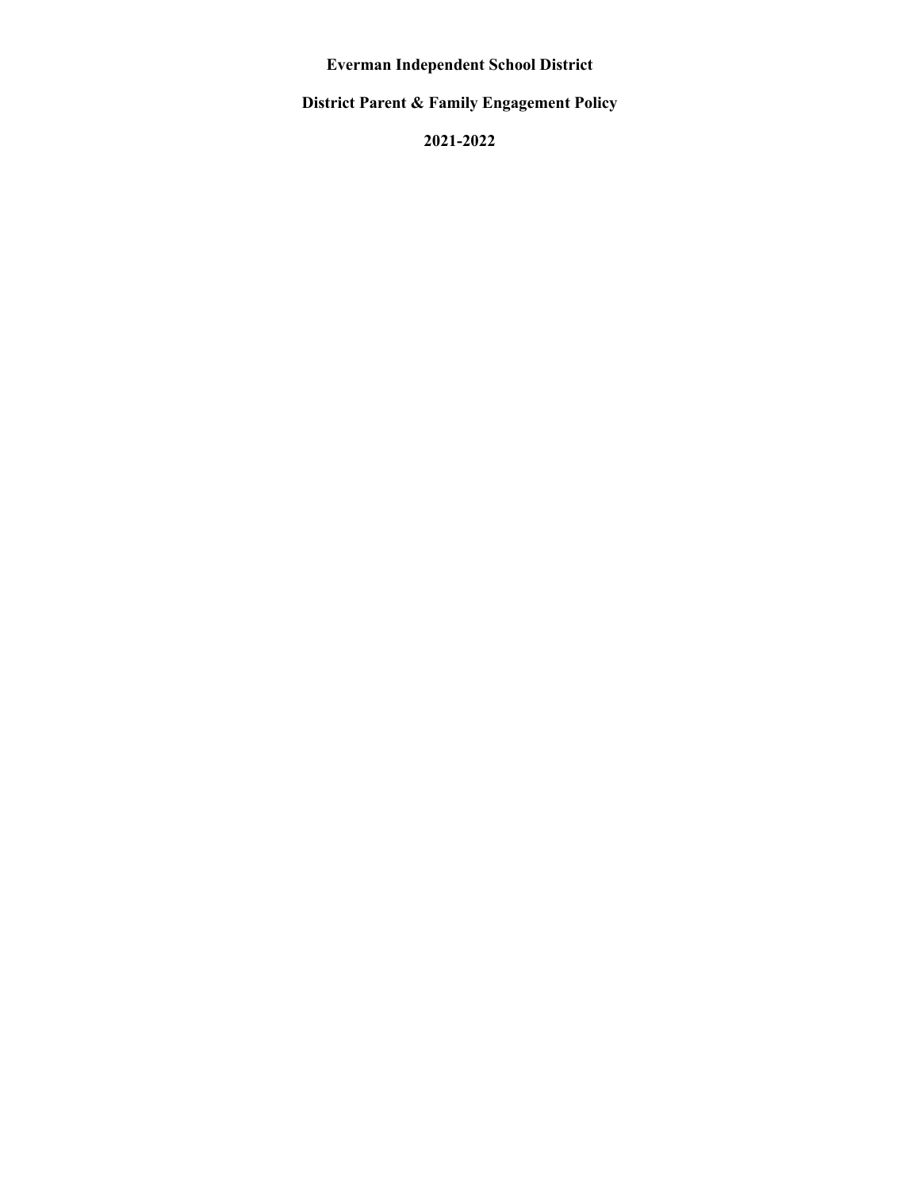# Everman Independent School District

## District Parent & Family Engagement Policy

## 2021-2022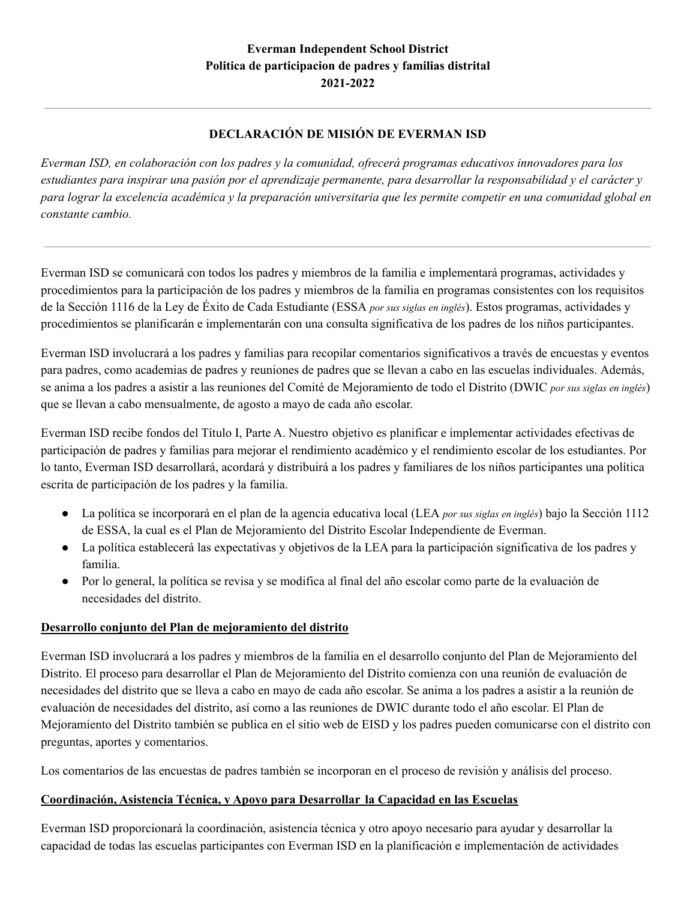**Everman Independent School District**
**Politica de participacion de padres y familias distrital**
**2021-2022**

---

## DECLARACIÓN DE MISIÓN DE EVERMAN ISD

*Everman ISD, en colaboración con los padres y la comunidad, ofrecerá programas educativos innovadores para los estudiantes para inspirar una pasión por el aprendizaje permanente, para desarrollar la responsabilidad y el carácter y para lograr la excelencia académica y la preparación universitaria que les permite competir en una comunidad global en constante cambio.*

---

Everman ISD se comunicará con todos los padres y miembros de la familia e implementará programas, actividades y procedimientos para la participación de los padres y miembros de la familia en programas consistentes con los requisitos de la Sección 1116 de la Ley de Éxito de Cada Estudiante (ESSA *por sus siglas en inglés*). Estos programas, actividades y procedimientos se planificarán e implementarán con una consulta significativa de los padres de los niños participantes.

Everman ISD involucrará a los padres y familias para recopilar comentarios significativos a través de encuestas y eventos para padres, como academias de padres y reuniones de padres que se llevan a cabo en las escuelas individuales. Además, se anima a los padres a asistir a las reuniones del Comité de Mejoramiento de todo el Distrito (DWIC *por sus siglas en inglés*) que se llevan a cabo mensualmente, de agosto a mayo de cada año escolar.

Everman ISD recibe fondos del Título I, Parte A. Nuestro objetivo es planificar e implementar actividades efectivas de participación de padres y familias para mejorar el rendimiento académico y el rendimiento escolar de los estudiantes. Por lo tanto, Everman ISD desarrollará, acordará y distribuirá a los padres y familiares de los niños participantes una política escrita de participación de los padres y la familia.

- La política se incorporará en el plan de la agencia educativa local (LEA *por sus siglas en inglés*) bajo la Sección 1112 de ESSA, la cual es el Plan de Mejoramiento del Distrito Escolar Independiente de Everman.
- La política establecerá las expectativas y objetivos de la LEA para la participación significativa de los padres y familia.
- Por lo general, la política se revisa y se modifica al final del año escolar como parte de la evaluación de necesidades del distrito.

### Desarrollo conjunto del Plan de mejoramiento del distrito

Everman ISD involucrará a los padres y miembros de la familia en el desarrollo conjunto del Plan de Mejoramiento del Distrito. El proceso para desarrollar el Plan de Mejoramiento del Distrito comienza con una reunión de evaluación de necesidades del distrito que se lleva a cabo en mayo de cada año escolar. Se anima a los padres a asistir a la reunión de evaluación de necesidades del distrito, así como a las reuniones de DWIC durante todo el año escolar. El Plan de Mejoramiento del Distrito también se publica en el sitio web de EISD y los padres pueden comunicarse con el distrito con preguntas, aportes y comentarios.

Los comentarios de las encuestas de padres también se incorporan en el proceso de revisión y análisis del proceso.

### Coordinación, Asistencia Técnica, y Apoyo para Desarrollar la Capacidad en las Escuelas

Everman ISD proporcionará la coordinación, asistencia técnica y otro apoyo necesario para ayudar y desarrollar la capacidad de todas las escuelas participantes con Everman ISD en la planificación e implementación de actividades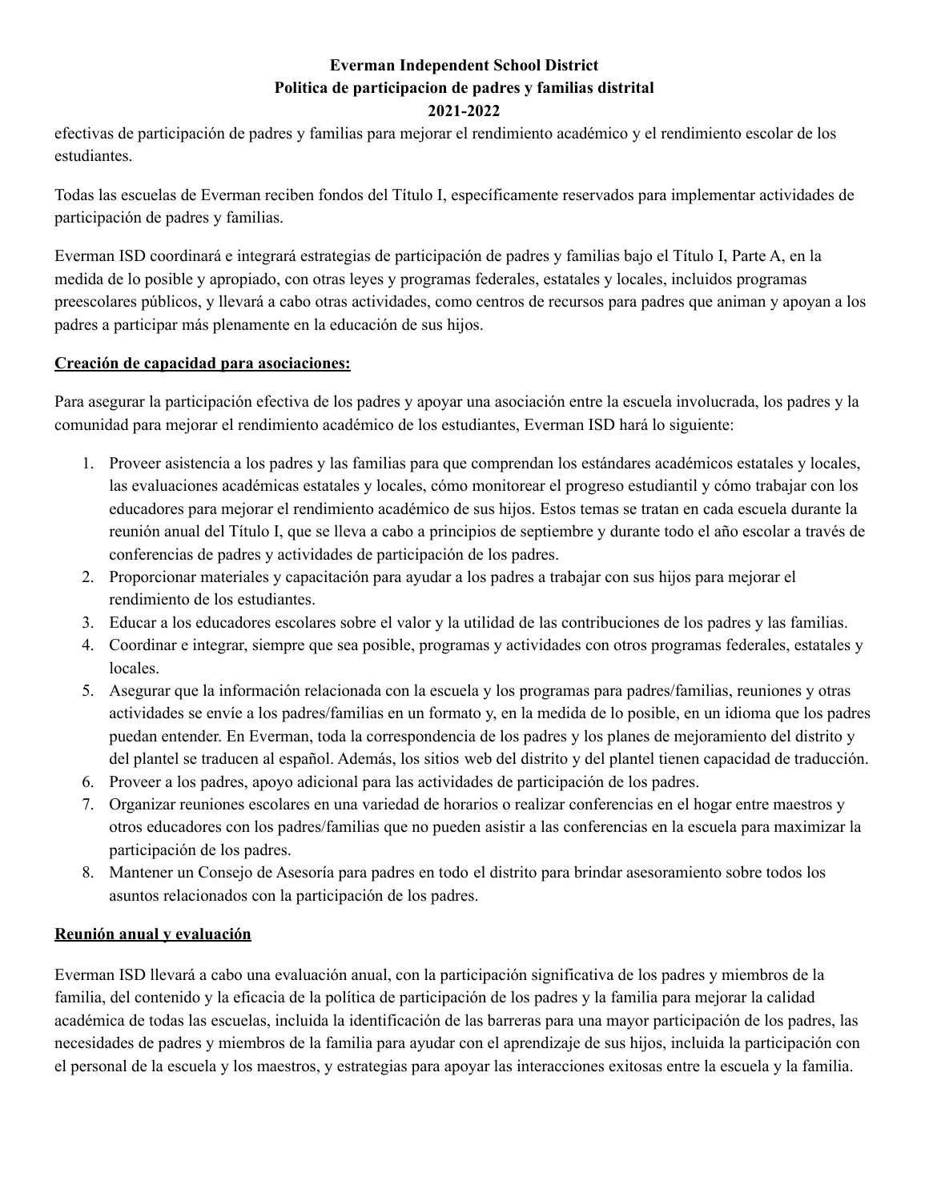efectivas de participación de padres y familias para mejorar el rendimiento académico y el rendimiento escolar de los estudiantes.

Todas las escuelas de Everman reciben fondos del Título I, específicamente reservados para implementar actividades de participación de padres y familias.

Everman ISD coordinará e integrará estrategias de participación de padres y familias bajo el Título I, Parte A, en la medida de lo posible y apropiado, con otras leyes y programas federales, estatales y locales, incluidos programas preescolares públicos, y llevará a cabo otras actividades, como centros de recursos para padres que animan y apoyan a los padres a participar más plenamente en la educación de sus hijos.

**Creación de capacidad para asociaciones:**

Para asegurar la participación efectiva de los padres y apoyar una asociación entre la escuela involucrada, los padres y la comunidad para mejorar el rendimiento académico de los estudiantes, Everman ISD hará lo siguiente:

1. Proveer asistencia a los padres y las familias para que comprendan los estándares académicos estatales y locales, las evaluaciones académicas estatales y locales, cómo monitorear el progreso estudiantil y cómo trabajar con los educadores para mejorar el rendimiento académico de sus hijos. Estos temas se tratan en cada escuela durante la reunión anual del Título I, que se lleva a cabo a principios de septiembre y durante todo el año escolar a través de conferencias de padres y actividades de participación de los padres.
2. Proporcionar materiales y capacitación para ayudar a los padres a trabajar con sus hijos para mejorar el rendimiento de los estudiantes.
3. Educar a los educadores escolares sobre el valor y la utilidad de las contribuciones de los padres y las familias.
4. Coordinar e integrar, siempre que sea posible, programas y actividades con otros programas federales, estatales y locales.
5. Asegurar que la información relacionada con la escuela y los programas para padres/familias, reuniones y otras actividades se envíe a los padres/familias en un formato y, en la medida de lo posible, en un idioma que los padres puedan entender. En Everman, toda la correspondencia de los padres y los planes de mejoramiento del distrito y del plantel se traducen al español. Además, los sitios web del distrito y del plantel tienen capacidad de traducción.
6. Proveer a los padres, apoyo adicional para las actividades de participación de los padres.
7. Organizar reuniones escolares en una variedad de horarios o realizar conferencias en el hogar entre maestros y otros educadores con los padres/familias que no pueden asistir a las conferencias en la escuela para maximizar la participación de los padres.
8. Mantener un Consejo de Asesoría para padres en todo el distrito para brindar asesoramiento sobre todos los asuntos relacionados con la participación de los padres.

**Reunión anual y evaluación**

Everman ISD llevará a cabo una evaluación anual, con la participación significativa de los padres y miembros de la familia, del contenido y la eficacia de la política de participación de los padres y la familia para mejorar la calidad académica de todas las escuelas, incluida la identificación de las barreras para una mayor participación de los padres, las necesidades de padres y miembros de la familia para ayudar con el aprendizaje de sus hijos, incluida la participación con el personal de la escuela y los maestros, y estrategias para apoyar las interacciones exitosas entre la escuela y la familia.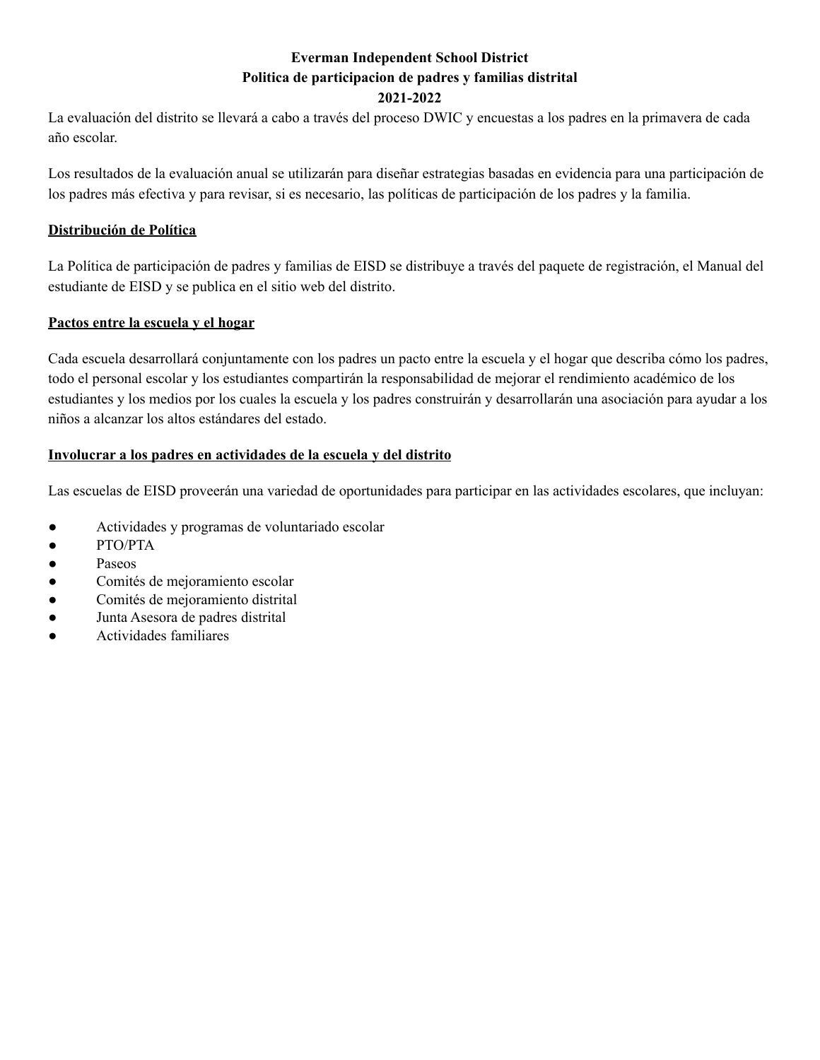**Everman Independent School District**
**Politica de participacion de padres y familias distrital**
**2021-2022**

La evaluación del distrito se llevará a cabo a través del proceso DWIC y encuestas a los padres en la primavera de cada año escolar.

Los resultados de la evaluación anual se utilizarán para diseñar estrategias basadas en evidencia para una participación de los padres más efectiva y para revisar, si es necesario, las políticas de participación de los padres y la familia.

## Distribución de Política

La Política de participación de padres y familias de EISD se distribuye a través del paquete de registración, el Manual del estudiante de EISD y se publica en el sitio web del distrito.

## Pactos entre la escuela y el hogar

Cada escuela desarrollará conjuntamente con los padres un pacto entre la escuela y el hogar que describa cómo los padres, todo el personal escolar y los estudiantes compartirán la responsabilidad de mejorar el rendimiento académico de los estudiantes y los medios por los cuales la escuela y los padres construirán y desarrollarán una asociación para ayudar a los niños a alcanzar los altos estándares del estado.

## Involucrar a los padres en actividades de la escuela y del distrito

Las escuelas de EISD proveerán una variedad de oportunidades para participar en las actividades escolares, que incluyan:

- Actividades y programas de voluntariado escolar
- PTO/PTA
- Paseos
- Comités de mejoramiento escolar
- Comités de mejoramiento distrital
- Junta Asesora de padres distrital
- Actividades familiares